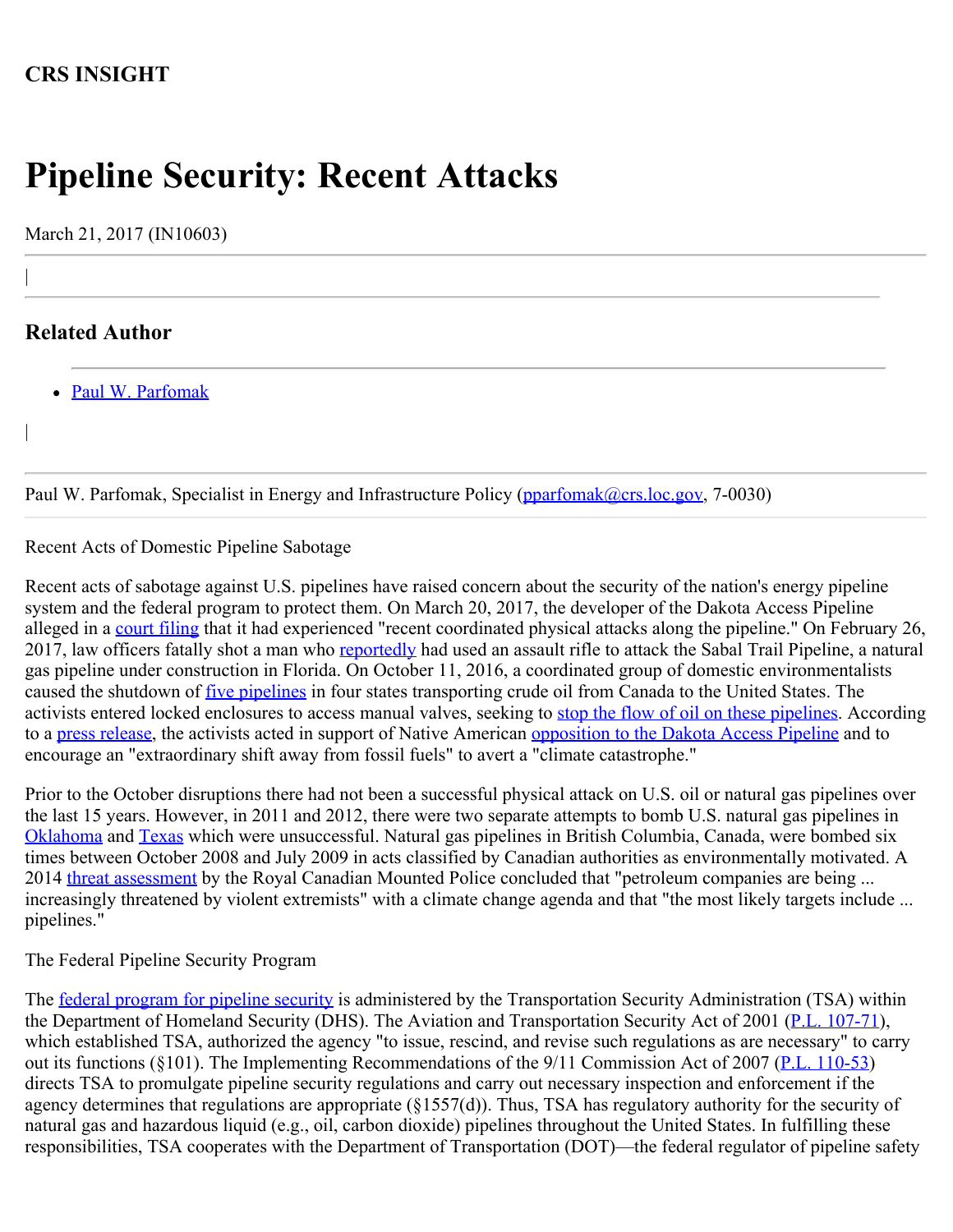**CRS INSIGHT**

# Pipeline Security: Recent Attacks

March 21, 2017 (IN10603)

## Related Author

- Paul W. Parfomak

Paul W. Parfomak, Specialist in Energy and Infrastructure Policy (pparfomak@crs.loc.gov, 7-0030)

Recent Acts of Domestic Pipeline Sabotage

Recent acts of sabotage against U.S. pipelines have raised concern about the security of the nation's energy pipeline system and the federal program to protect them. On March 20, 2017, the developer of the Dakota Access Pipeline alleged in a court filing that it had experienced "recent coordinated physical attacks along the pipeline." On February 26, 2017, law officers fatally shot a man who reportedly had used an assault rifle to attack the Sabal Trail Pipeline, a natural gas pipeline under construction in Florida. On October 11, 2016, a coordinated group of domestic environmentalists caused the shutdown of five pipelines in four states transporting crude oil from Canada to the United States. The activists entered locked enclosures to access manual valves, seeking to stop the flow of oil on these pipelines. According to a press release, the activists acted in support of Native American opposition to the Dakota Access Pipeline and to encourage an "extraordinary shift away from fossil fuels" to avert a "climate catastrophe."

Prior to the October disruptions there had not been a successful physical attack on U.S. oil or natural gas pipelines over the last 15 years. However, in 2011 and 2012, there were two separate attempts to bomb U.S. natural gas pipelines in Oklahoma and Texas which were unsuccessful. Natural gas pipelines in British Columbia, Canada, were bombed six times between October 2008 and July 2009 in acts classified by Canadian authorities as environmentally motivated. A 2014 threat assessment by the Royal Canadian Mounted Police concluded that "petroleum companies are being ... increasingly threatened by violent extremists" with a climate change agenda and that "the most likely targets include ... pipelines."

The Federal Pipeline Security Program

The federal program for pipeline security is administered by the Transportation Security Administration (TSA) within the Department of Homeland Security (DHS). The Aviation and Transportation Security Act of 2001 (P.L. 107-71), which established TSA, authorized the agency "to issue, rescind, and revise such regulations as are necessary" to carry out its functions (§101). The Implementing Recommendations of the 9/11 Commission Act of 2007 (P.L. 110-53) directs TSA to promulgate pipeline security regulations and carry out necessary inspection and enforcement if the agency determines that regulations are appropriate (§1557(d)). Thus, TSA has regulatory authority for the security of natural gas and hazardous liquid (e.g., oil, carbon dioxide) pipelines throughout the United States. In fulfilling these responsibilities, TSA cooperates with the Department of Transportation (DOT)—the federal regulator of pipeline safety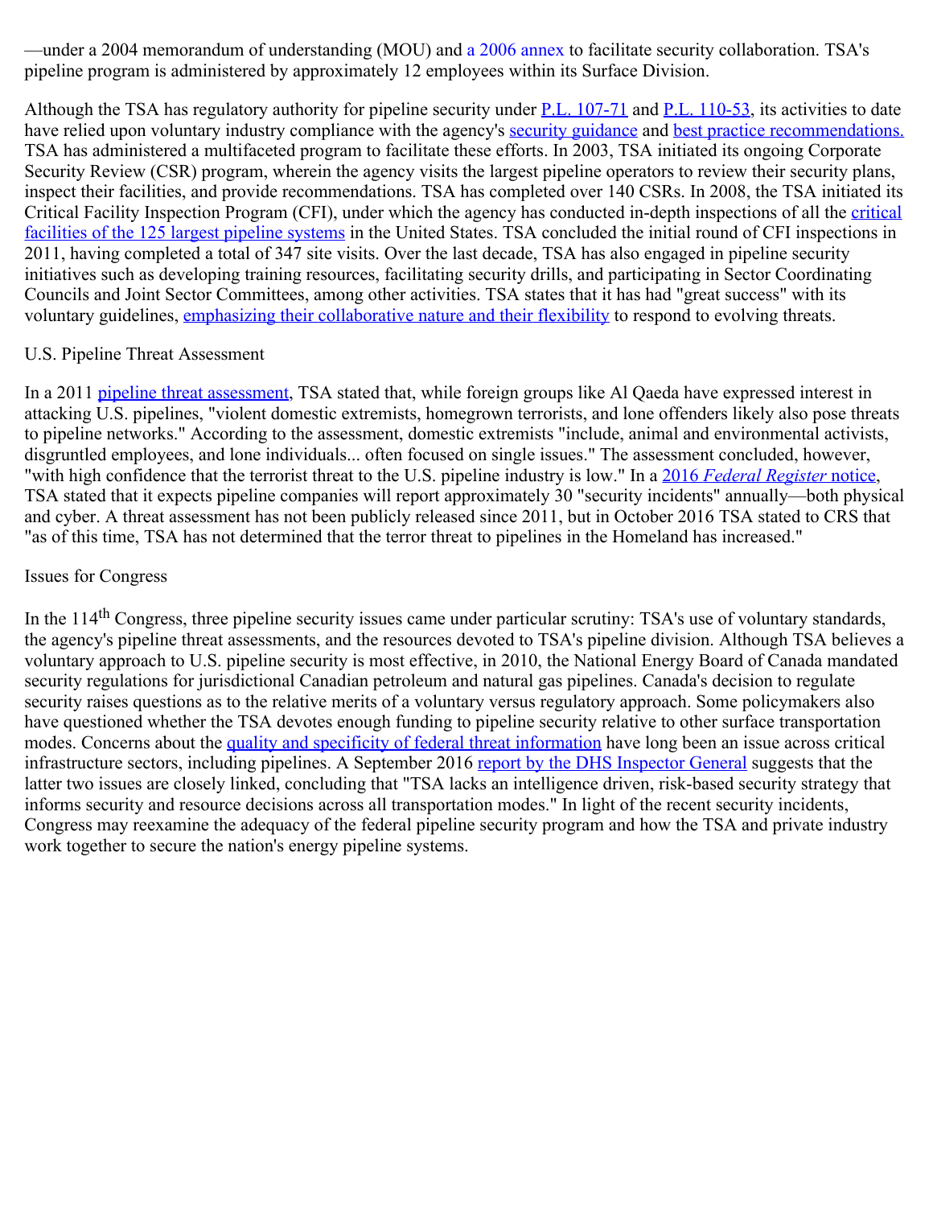—under a 2004 memorandum of understanding (MOU) and a 2006 annex to facilitate security collaboration. TSA's pipeline program is administered by approximately 12 employees within its Surface Division.

Although the TSA has regulatory authority for pipeline security under P.L. 107-71 and P.L. 110-53, its activities to date have relied upon voluntary industry compliance with the agency's security guidance and best practice recommendations. TSA has administered a multifaceted program to facilitate these efforts. In 2003, TSA initiated its ongoing Corporate Security Review (CSR) program, wherein the agency visits the largest pipeline operators to review their security plans, inspect their facilities, and provide recommendations. TSA has completed over 140 CSRs. In 2008, the TSA initiated its Critical Facility Inspection Program (CFI), under which the agency has conducted in-depth inspections of all the critical facilities of the 125 largest pipeline systems in the United States. TSA concluded the initial round of CFI inspections in 2011, having completed a total of 347 site visits. Over the last decade, TSA has also engaged in pipeline security initiatives such as developing training resources, facilitating security drills, and participating in Sector Coordinating Councils and Joint Sector Committees, among other activities. TSA states that it has had "great success" with its voluntary guidelines, emphasizing their collaborative nature and their flexibility to respond to evolving threats.

## U.S. Pipeline Threat Assessment

In a 2011 pipeline threat assessment, TSA stated that, while foreign groups like Al Qaeda have expressed interest in attacking U.S. pipelines, "violent domestic extremists, homegrown terrorists, and lone offenders likely also pose threats to pipeline networks." According to the assessment, domestic extremists "include, animal and environmental activists, disgruntled employees, and lone individuals... often focused on single issues." The assessment concluded, however, "with high confidence that the terrorist threat to the U.S. pipeline industry is low." In a 2016 *Federal Register* notice, TSA stated that it expects pipeline companies will report approximately 30 "security incidents" annually—both physical and cyber. A threat assessment has not been publicly released since 2011, but in October 2016 TSA stated to CRS that "as of this time, TSA has not determined that the terror threat to pipelines in the Homeland has increased."

## Issues for Congress

In the 114th Congress, three pipeline security issues came under particular scrutiny: TSA's use of voluntary standards, the agency's pipeline threat assessments, and the resources devoted to TSA's pipeline division. Although TSA believes a voluntary approach to U.S. pipeline security is most effective, in 2010, the National Energy Board of Canada mandated security regulations for jurisdictional Canadian petroleum and natural gas pipelines. Canada's decision to regulate security raises questions as to the relative merits of a voluntary versus regulatory approach. Some policymakers also have questioned whether the TSA devotes enough funding to pipeline security relative to other surface transportation modes. Concerns about the quality and specificity of federal threat information have long been an issue across critical infrastructure sectors, including pipelines. A September 2016 report by the DHS Inspector General suggests that the latter two issues are closely linked, concluding that "TSA lacks an intelligence driven, risk-based security strategy that informs security and resource decisions across all transportation modes." In light of the recent security incidents, Congress may reexamine the adequacy of the federal pipeline security program and how the TSA and private industry work together to secure the nation's energy pipeline systems.